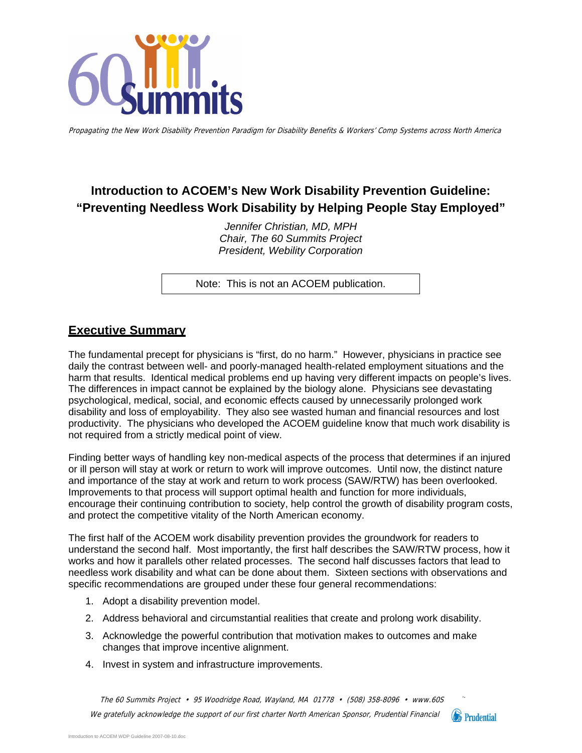Propagating the New Work Disability Prevention Paradigm for Disability Benefits & Workers' Comp Systems across North America

# Introduction to ACOEM's New Work Disability Prevention Guideline: "Preventing Needless Work Disability by Helping People Stay Employed"

*Jennifer Christian, MD, MPH*
*Chair, The 60 Summits Project*
*President, Webility Corporation*

Note: This is not an ACOEM publication.

## Executive Summary

The fundamental precept for physicians is "first, do no harm." However, physicians in practice see daily the contrast between well- and poorly-managed health-related employment situations and the harm that results. Identical medical problems end up having very different impacts on people's lives. The differences in impact cannot be explained by the biology alone. Physicians see devastating psychological, medical, social, and economic effects caused by unnecessarily prolonged work disability and loss of employability. They also see wasted human and financial resources and lost productivity. The physicians who developed the ACOEM guideline know that much work disability is not required from a strictly medical point of view.

Finding better ways of handling key non-medical aspects of the process that determines if an injured or ill person will stay at work or return to work will improve outcomes. Until now, the distinct nature and importance of the stay at work and return to work process (SAW/RTW) has been overlooked. Improvements to that process will support optimal health and function for more individuals, encourage their continuing contribution to society, help control the growth of disability program costs, and protect the competitive vitality of the North American economy.

The first half of the ACOEM work disability prevention provides the groundwork for readers to understand the second half. Most importantly, the first half describes the SAW/RTW process, how it works and how it parallels other related processes. The second half discusses factors that lead to needless work disability and what can be done about them. Sixteen sections with observations and specific recommendations are grouped under these four general recommendations:

1. Adopt a disability prevention model.
2. Address behavioral and circumstantial realities that create and prolong work disability.
3. Acknowledge the powerful contribution that motivation makes to outcomes and make changes that improve incentive alignment.
4. Invest in system and infrastructure improvements.

The 60 Summits Project • 95 Woodridge Road, Wayland, MA 01778 • (508) 358-8096 • www.60S

We gratefully acknowledge the support of our first charter North American Sponsor, Prudential Financial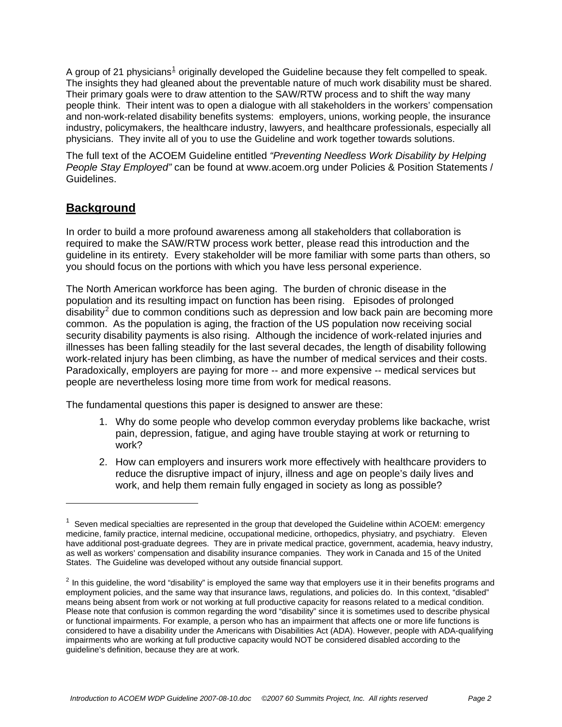A group of 21 physicians[1] originally developed the Guideline because they felt compelled to speak. The insights they had gleaned about the preventable nature of much work disability must be shared. Their primary goals were to draw attention to the SAW/RTW process and to shift the way many people think. Their intent was to open a dialogue with all stakeholders in the workers' compensation and non-work-related disability benefits systems: employers, unions, working people, the insurance industry, policymakers, the healthcare industry, lawyers, and healthcare professionals, especially all physicians. They invite all of you to use the Guideline and work together towards solutions.

The full text of the ACOEM Guideline entitled *"Preventing Needless Work Disability by Helping People Stay Employed"* can be found at www.acoem.org under Policies & Position Statements / Guidelines.

## **Background**

In order to build a more profound awareness among all stakeholders that collaboration is required to make the SAW/RTW process work better, please read this introduction and the guideline in its entirety. Every stakeholder will be more familiar with some parts than others, so you should focus on the portions with which you have less personal experience.

The North American workforce has been aging. The burden of chronic disease in the population and its resulting impact on function has been rising. Episodes of prolonged disability[2] due to common conditions such as depression and low back pain are becoming more common. As the population is aging, the fraction of the US population now receiving social security disability payments is also rising. Although the incidence of work-related injuries and illnesses has been falling steadily for the last several decades, the length of disability following work-related injury has been climbing, as have the number of medical services and their costs. Paradoxically, employers are paying for more -- and more expensive -- medical services but people are nevertheless losing more time from work for medical reasons.

The fundamental questions this paper is designed to answer are these:

1. Why do some people who develop common everyday problems like backache, wrist pain, depression, fatigue, and aging have trouble staying at work or returning to work?
2. How can employers and insurers work more effectively with healthcare providers to reduce the disruptive impact of injury, illness and age on people's daily lives and work, and help them remain fully engaged in society as long as possible?

---

[1] Seven medical specialties are represented in the group that developed the Guideline within ACOEM: emergency medicine, family practice, internal medicine, occupational medicine, orthopedics, physiatry, and psychiatry. Eleven have additional post-graduate degrees. They are in private medical practice, government, academia, heavy industry, as well as workers' compensation and disability insurance companies. They work in Canada and 15 of the United States. The Guideline was developed without any outside financial support.

[2] In this guideline, the word "disability" is employed the same way that employers use it in their benefits programs and employment policies, and the same way that insurance laws, regulations, and policies do. In this context, "disabled" means being absent from work or not working at full productive capacity for reasons related to a medical condition. Please note that confusion is common regarding the word "disability" since it is sometimes used to describe physical or functional impairments. For example, a person who has an impairment that affects one or more life functions is considered to have a disability under the Americans with Disabilities Act (ADA). However, people with ADA-qualifying impairments who are working at full productive capacity would NOT be considered disabled according to the guideline's definition, because they are at work.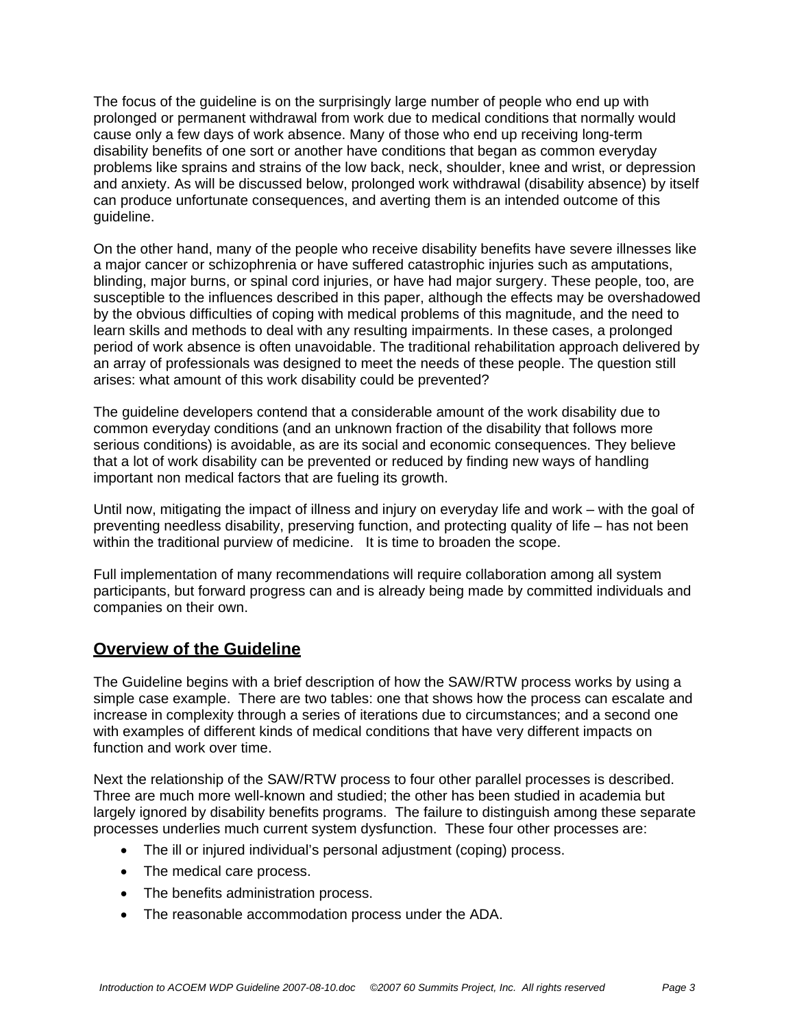The focus of the guideline is on the surprisingly large number of people who end up with prolonged or permanent withdrawal from work due to medical conditions that normally would cause only a few days of work absence. Many of those who end up receiving long-term disability benefits of one sort or another have conditions that began as common everyday problems like sprains and strains of the low back, neck, shoulder, knee and wrist, or depression and anxiety. As will be discussed below, prolonged work withdrawal (disability absence) by itself can produce unfortunate consequences, and averting them is an intended outcome of this guideline.

On the other hand, many of the people who receive disability benefits have severe illnesses like a major cancer or schizophrenia or have suffered catastrophic injuries such as amputations, blinding, major burns, or spinal cord injuries, or have had major surgery. These people, too, are susceptible to the influences described in this paper, although the effects may be overshadowed by the obvious difficulties of coping with medical problems of this magnitude, and the need to learn skills and methods to deal with any resulting impairments. In these cases, a prolonged period of work absence is often unavoidable. The traditional rehabilitation approach delivered by an array of professionals was designed to meet the needs of these people. The question still arises: what amount of this work disability could be prevented?

The guideline developers contend that a considerable amount of the work disability due to common everyday conditions (and an unknown fraction of the disability that follows more serious conditions) is avoidable, as are its social and economic consequences. They believe that a lot of work disability can be prevented or reduced by finding new ways of handling important non medical factors that are fueling its growth.

Until now, mitigating the impact of illness and injury on everyday life and work – with the goal of preventing needless disability, preserving function, and protecting quality of life – has not been within the traditional purview of medicine.   It is time to broaden the scope.

Full implementation of many recommendations will require collaboration among all system participants, but forward progress can and is already being made by committed individuals and companies on their own.

## Overview of the Guideline

The Guideline begins with a brief description of how the SAW/RTW process works by using a simple case example.  There are two tables: one that shows how the process can escalate and increase in complexity through a series of iterations due to circumstances; and a second one with examples of different kinds of medical conditions that have very different impacts on function and work over time.

Next the relationship of the SAW/RTW process to four other parallel processes is described. Three are much more well-known and studied; the other has been studied in academia but largely ignored by disability benefits programs.  The failure to distinguish among these separate processes underlies much current system dysfunction.  These four other processes are:

- The ill or injured individual's personal adjustment (coping) process.
- The medical care process.
- The benefits administration process.
- The reasonable accommodation process under the ADA.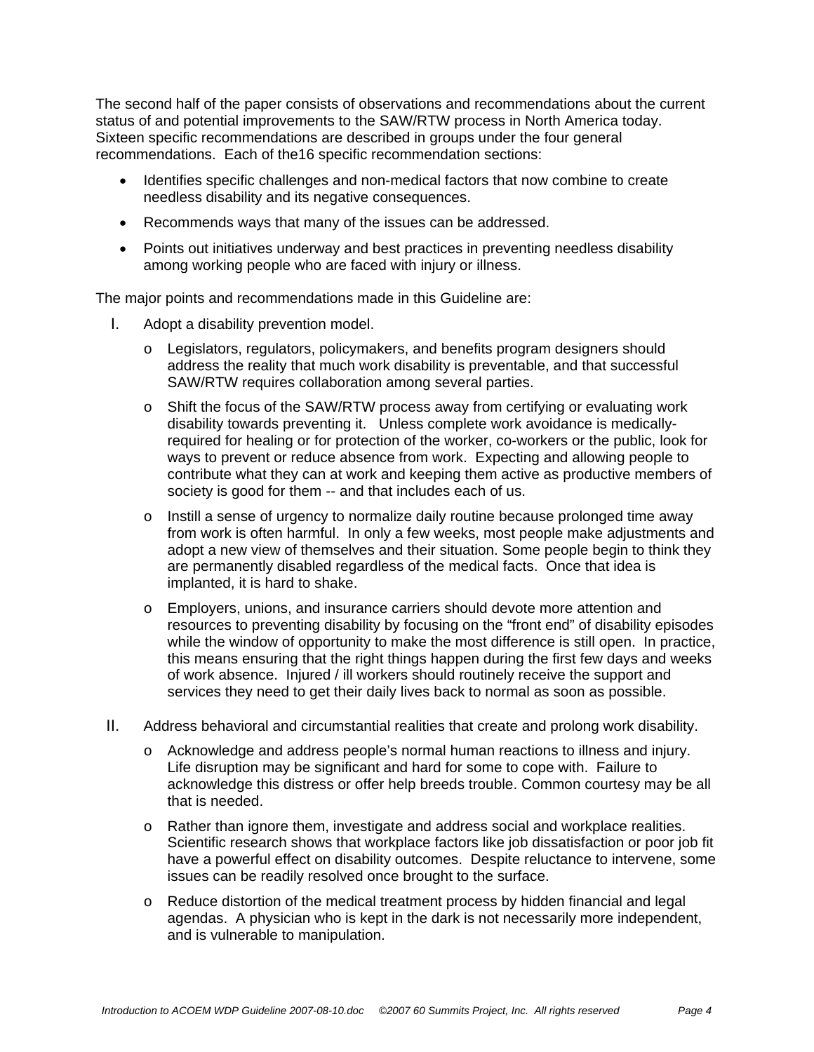The second half of the paper consists of observations and recommendations about the current status of and potential improvements to the SAW/RTW process in North America today. Sixteen specific recommendations are described in groups under the four general recommendations. Each of the16 specific recommendation sections:

- Identifies specific challenges and non-medical factors that now combine to create needless disability and its negative consequences.
- Recommends ways that many of the issues can be addressed.
- Points out initiatives underway and best practices in preventing needless disability among working people who are faced with injury or illness.

The major points and recommendations made in this Guideline are:

I. Adopt a disability prevention model.
   - Legislators, regulators, policymakers, and benefits program designers should address the reality that much work disability is preventable, and that successful SAW/RTW requires collaboration among several parties.
   - Shift the focus of the SAW/RTW process away from certifying or evaluating work disability towards preventing it. Unless complete work avoidance is medically-required for healing or for protection of the worker, co-workers or the public, look for ways to prevent or reduce absence from work. Expecting and allowing people to contribute what they can at work and keeping them active as productive members of society is good for them -- and that includes each of us.
   - Instill a sense of urgency to normalize daily routine because prolonged time away from work is often harmful. In only a few weeks, most people make adjustments and adopt a new view of themselves and their situation. Some people begin to think they are permanently disabled regardless of the medical facts. Once that idea is implanted, it is hard to shake.
   - Employers, unions, and insurance carriers should devote more attention and resources to preventing disability by focusing on the "front end" of disability episodes while the window of opportunity to make the most difference is still open. In practice, this means ensuring that the right things happen during the first few days and weeks of work absence. Injured / ill workers should routinely receive the support and services they need to get their daily lives back to normal as soon as possible.

II. Address behavioral and circumstantial realities that create and prolong work disability.
   - Acknowledge and address people's normal human reactions to illness and injury. Life disruption may be significant and hard for some to cope with. Failure to acknowledge this distress or offer help breeds trouble. Common courtesy may be all that is needed.
   - Rather than ignore them, investigate and address social and workplace realities. Scientific research shows that workplace factors like job dissatisfaction or poor job fit have a powerful effect on disability outcomes. Despite reluctance to intervene, some issues can be readily resolved once brought to the surface.
   - Reduce distortion of the medical treatment process by hidden financial and legal agendas. A physician who is kept in the dark is not necessarily more independent, and is vulnerable to manipulation.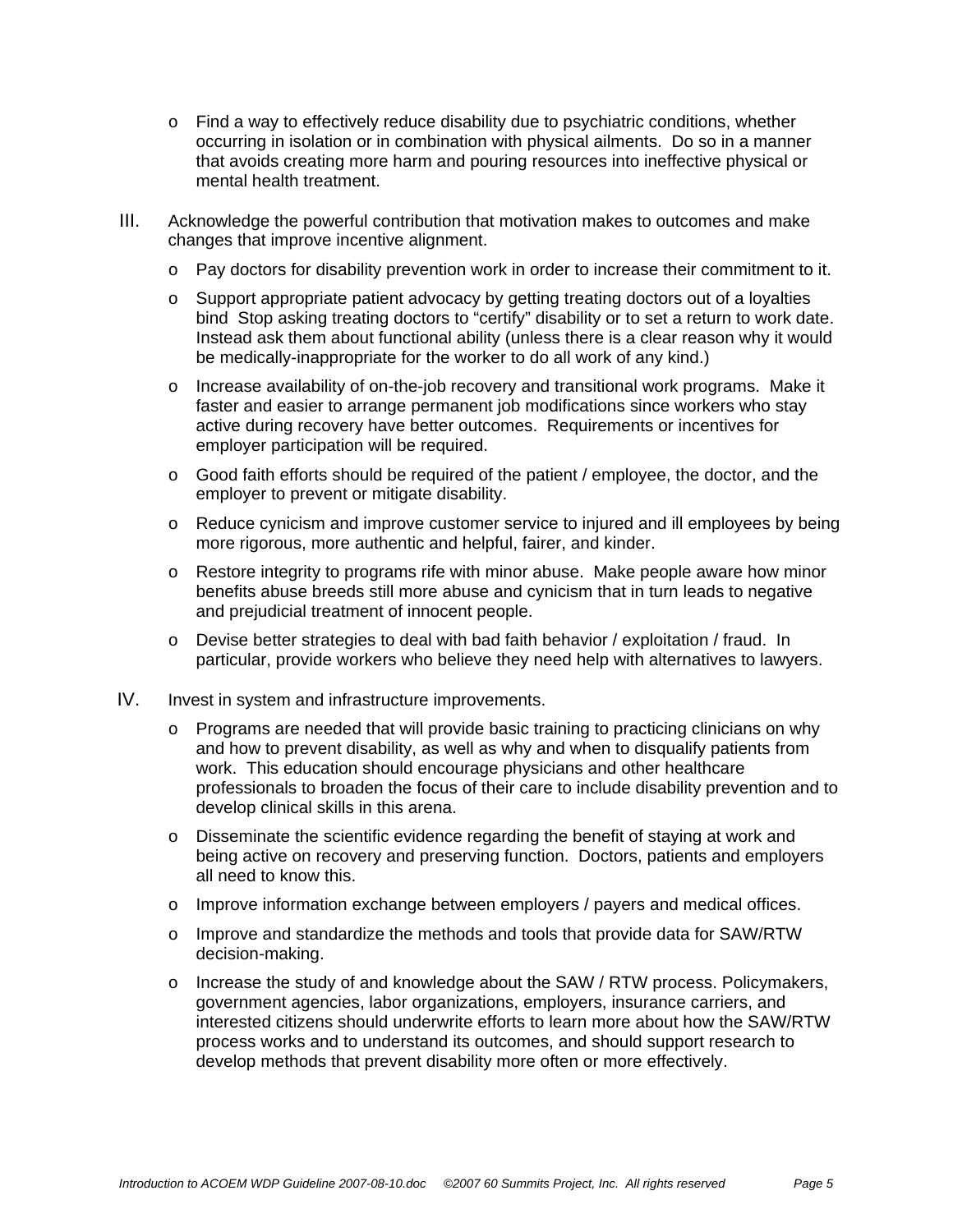- Find a way to effectively reduce disability due to psychiatric conditions, whether occurring in isolation or in combination with physical ailments. Do so in a manner that avoids creating more harm and pouring resources into ineffective physical or mental health treatment.

III. Acknowledge the powerful contribution that motivation makes to outcomes and make changes that improve incentive alignment.

- Pay doctors for disability prevention work in order to increase their commitment to it.
- Support appropriate patient advocacy by getting treating doctors out of a loyalties bind Stop asking treating doctors to "certify" disability or to set a return to work date. Instead ask them about functional ability (unless there is a clear reason why it would be medically-inappropriate for the worker to do all work of any kind.)
- Increase availability of on-the-job recovery and transitional work programs. Make it faster and easier to arrange permanent job modifications since workers who stay active during recovery have better outcomes. Requirements or incentives for employer participation will be required.
- Good faith efforts should be required of the patient / employee, the doctor, and the employer to prevent or mitigate disability.
- Reduce cynicism and improve customer service to injured and ill employees by being more rigorous, more authentic and helpful, fairer, and kinder.
- Restore integrity to programs rife with minor abuse. Make people aware how minor benefits abuse breeds still more abuse and cynicism that in turn leads to negative and prejudicial treatment of innocent people.
- Devise better strategies to deal with bad faith behavior / exploitation / fraud. In particular, provide workers who believe they need help with alternatives to lawyers.

IV. Invest in system and infrastructure improvements.

- Programs are needed that will provide basic training to practicing clinicians on why and how to prevent disability, as well as why and when to disqualify patients from work. This education should encourage physicians and other healthcare professionals to broaden the focus of their care to include disability prevention and to develop clinical skills in this arena.
- Disseminate the scientific evidence regarding the benefit of staying at work and being active on recovery and preserving function. Doctors, patients and employers all need to know this.
- Improve information exchange between employers / payers and medical offices.
- Improve and standardize the methods and tools that provide data for SAW/RTW decision-making.
- Increase the study of and knowledge about the SAW / RTW process. Policymakers, government agencies, labor organizations, employers, insurance carriers, and interested citizens should underwrite efforts to learn more about how the SAW/RTW process works and to understand its outcomes, and should support research to develop methods that prevent disability more often or more effectively.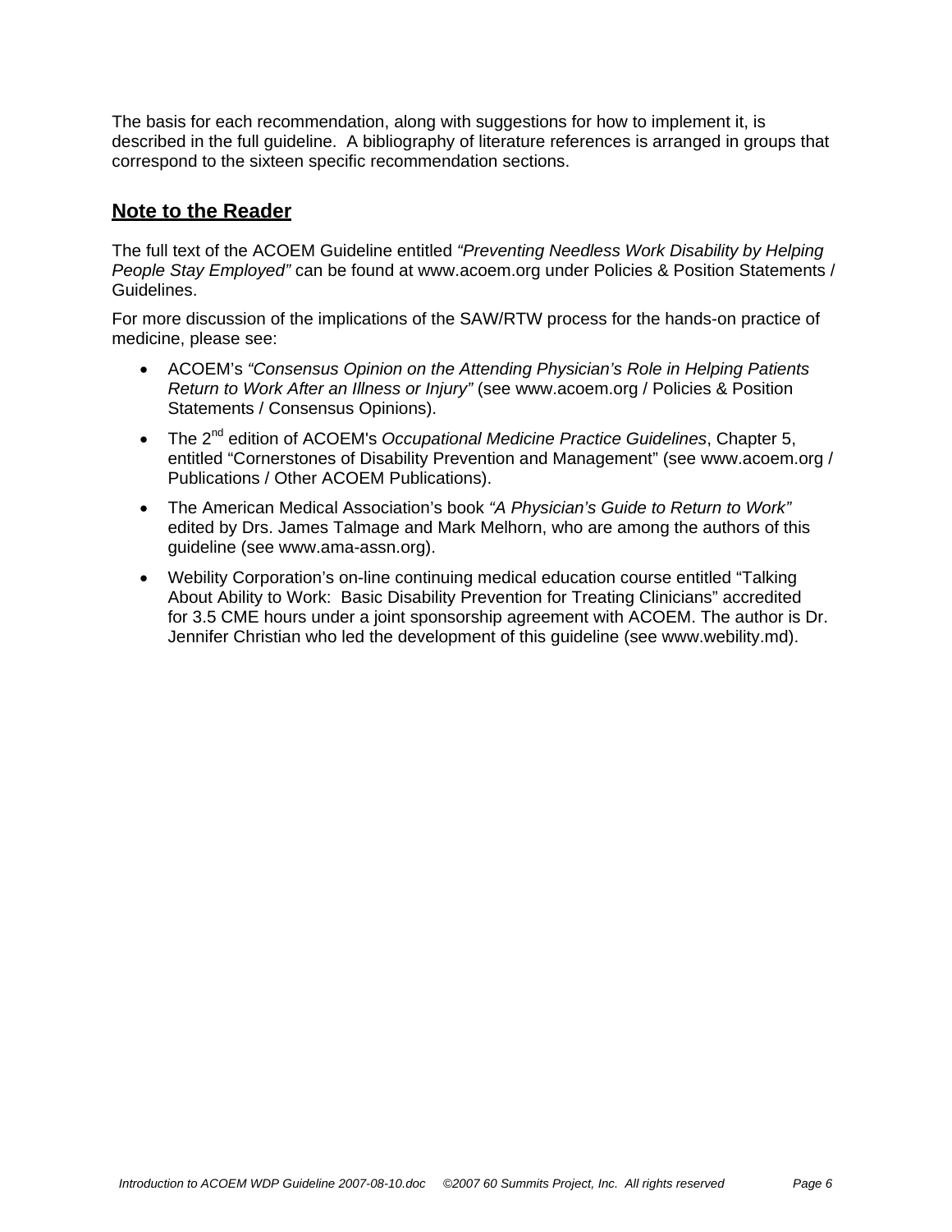The basis for each recommendation, along with suggestions for how to implement it, is described in the full guideline. A bibliography of literature references is arranged in groups that correspond to the sixteen specific recommendation sections.

## **Note to the Reader**

The full text of the ACOEM Guideline entitled *"Preventing Needless Work Disability by Helping People Stay Employed"* can be found at www.acoem.org under Policies & Position Statements / Guidelines.

For more discussion of the implications of the SAW/RTW process for the hands-on practice of medicine, please see:

- ACOEM's *"Consensus Opinion on the Attending Physician's Role in Helping Patients Return to Work After an Illness or Injury"* (see www.acoem.org / Policies & Position Statements / Consensus Opinions).
- The 2nd edition of ACOEM's *Occupational Medicine Practice Guidelines*, Chapter 5, entitled "Cornerstones of Disability Prevention and Management" (see www.acoem.org / Publications / Other ACOEM Publications).
- The American Medical Association's book *"A Physician's Guide to Return to Work"* edited by Drs. James Talmage and Mark Melhorn, who are among the authors of this guideline (see www.ama-assn.org).
- Webility Corporation's on-line continuing medical education course entitled "Talking About Ability to Work: Basic Disability Prevention for Treating Clinicians" accredited for 3.5 CME hours under a joint sponsorship agreement with ACOEM. The author is Dr. Jennifer Christian who led the development of this guideline (see www.webility.md).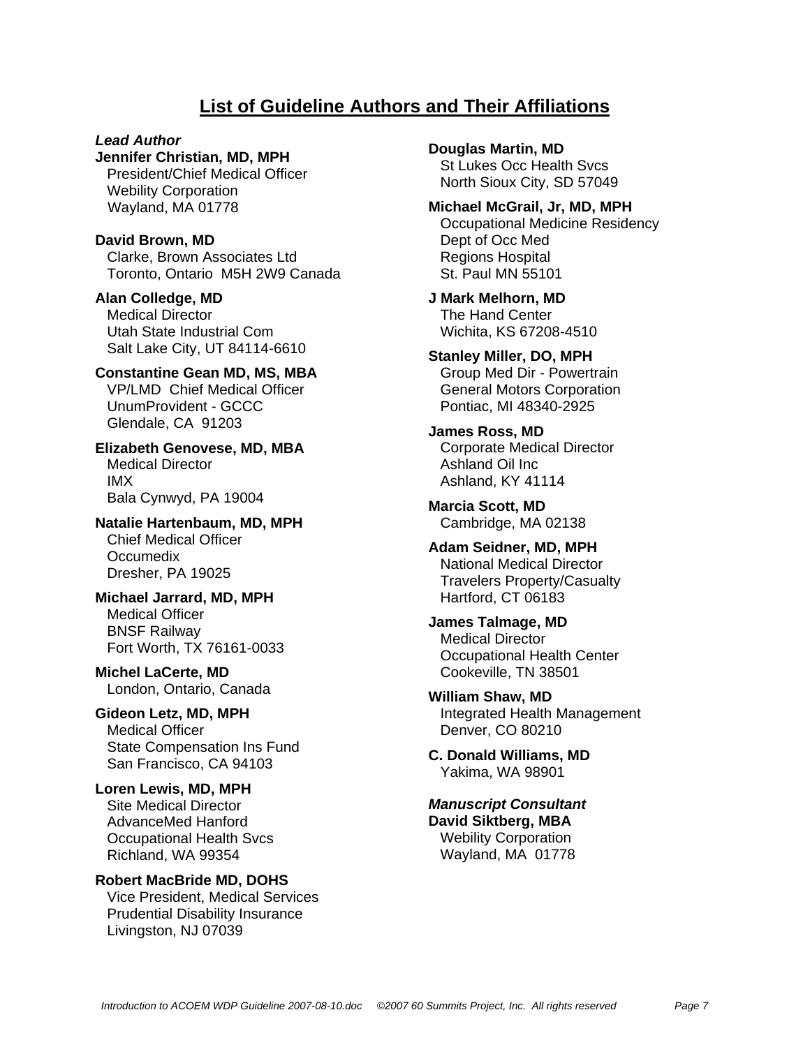## List of Guideline Authors and Their Affiliations

***Lead Author***
**Jennifer Christian, MD, MPH**
President/Chief Medical Officer
Webility Corporation
Wayland, MA 01778

**David Brown, MD**
Clarke, Brown Associates Ltd
Toronto, Ontario M5H 2W9 Canada

**Alan Colledge, MD**
Medical Director
Utah State Industrial Com
Salt Lake City, UT 84114-6610

**Constantine Gean MD, MS, MBA**
VP/LMD Chief Medical Officer
UnumProvident - GCCC
Glendale, CA 91203

**Elizabeth Genovese, MD, MBA**
Medical Director
IMX
Bala Cynwyd, PA 19004

**Natalie Hartenbaum, MD, MPH**
Chief Medical Officer
Occumedix
Dresher, PA 19025

**Michael Jarrard, MD, MPH**
Medical Officer
BNSF Railway
Fort Worth, TX 76161-0033

**Michel LaCerte, MD**
London, Ontario, Canada

**Gideon Letz, MD, MPH**
Medical Officer
State Compensation Ins Fund
San Francisco, CA 94103

**Loren Lewis, MD, MPH**
Site Medical Director
AdvanceMed Hanford
Occupational Health Svcs
Richland, WA 99354

**Robert MacBride MD, DOHS**
Vice President, Medical Services
Prudential Disability Insurance
Livingston, NJ 07039

**Douglas Martin, MD**
St Lukes Occ Health Svcs
North Sioux City, SD 57049

**Michael McGrail, Jr, MD, MPH**
Occupational Medicine Residency
Dept of Occ Med
Regions Hospital
St. Paul MN 55101

**J Mark Melhorn, MD**
The Hand Center
Wichita, KS 67208-4510

**Stanley Miller, DO, MPH**
Group Med Dir - Powertrain
General Motors Corporation
Pontiac, MI 48340-2925

**James Ross, MD**
Corporate Medical Director
Ashland Oil Inc
Ashland, KY 41114

**Marcia Scott, MD**
Cambridge, MA 02138

**Adam Seidner, MD, MPH**
National Medical Director
Travelers Property/Casualty
Hartford, CT 06183

**James Talmage, MD**
Medical Director
Occupational Health Center
Cookeville, TN 38501

**William Shaw, MD**
Integrated Health Management
Denver, CO 80210

**C. Donald Williams, MD**
Yakima, WA 98901

***Manuscript Consultant***
**David Siktberg, MBA**
Webility Corporation
Wayland, MA 01778